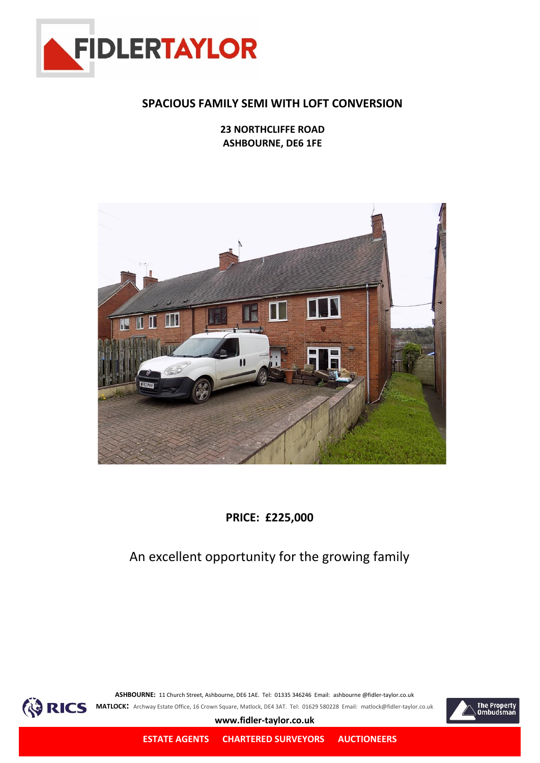# SPACIOUS FAMILY SEMI WITH LOFT CONVERSION

**23 NORTHCLIFFE ROAD**
**ASHBOURNE, DE6 1FE**

**PRICE: £225,000**

An excellent opportunity for the growing family

**ASHBOURNE:** 11 Church Street, Ashbourne, DE6 1AE. Tel: 01335 346246 Email: ashbourne @fidler-taylor.co.uk

**MATLOCK:** Archway Estate Office, 16 Crown Square, Matlock, DE4 3AT. Tel: 01629 580228 Email: matlock@fidler-taylor.co.uk

**www.fidler-taylor.co.uk**

**ESTATE AGENTS CHARTERED SURVEYORS AUCTIONEERS**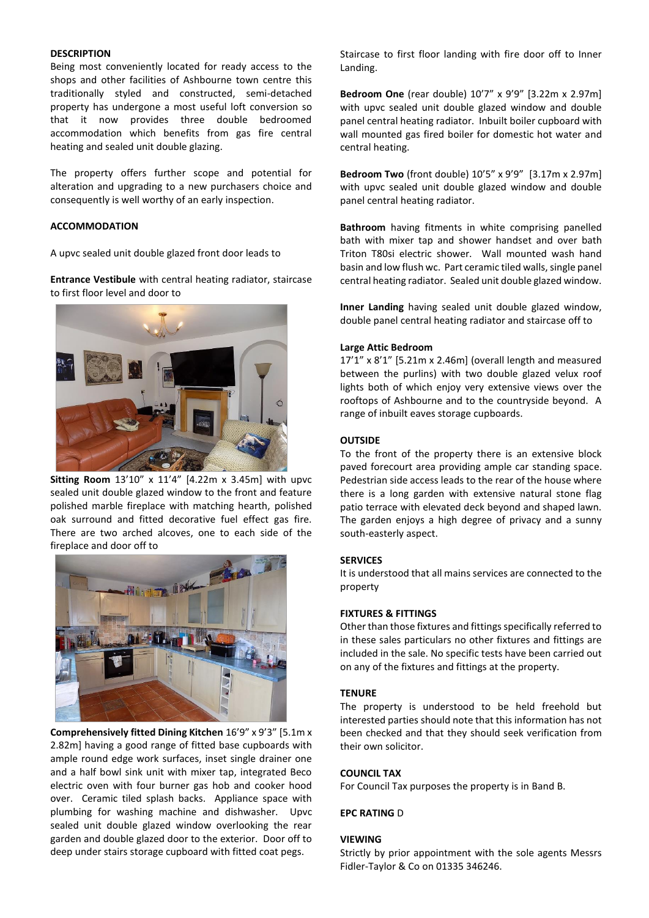### DESCRIPTION

Being most conveniently located for ready access to the shops and other facilities of Ashbourne town centre this traditionally styled and constructed, semi-detached property has undergone a most useful loft conversion so that it now provides three double bedroomed accommodation which benefits from gas fire central heating and sealed unit double glazing.

The property offers further scope and potential for alteration and upgrading to a new purchasers choice and consequently is well worthy of an early inspection.

### ACCOMMODATION

A upvc sealed unit double glazed front door leads to

**Entrance Vestibule** with central heating radiator, staircase to first floor level and door to

**Sitting Room** 13'10" x 11'4" [4.22m x 3.45m] with upvc sealed unit double glazed window to the front and feature polished marble fireplace with matching hearth, polished oak surround and fitted decorative fuel effect gas fire. There are two arched alcoves, one to each side of the fireplace and door off to

**Comprehensively fitted Dining Kitchen** 16'9" x 9'3" [5.1m x 2.82m] having a good range of fitted base cupboards with ample round edge work surfaces, inset single drainer one and a half bowl sink unit with mixer tap, integrated Beco electric oven with four burner gas hob and cooker hood over. Ceramic tiled splash backs. Appliance space with plumbing for washing machine and dishwasher. Upvc sealed unit double glazed window overlooking the rear garden and double glazed door to the exterior. Door off to deep under stairs storage cupboard with fitted coat pegs.

Staircase to first floor landing with fire door off to Inner Landing.

**Bedroom One** (rear double) 10'7" x 9'9" [3.22m x 2.97m] with upvc sealed unit double glazed window and double panel central heating radiator. Inbuilt boiler cupboard with wall mounted gas fired boiler for domestic hot water and central heating.

**Bedroom Two** (front double) 10'5" x 9'9" [3.17m x 2.97m] with upvc sealed unit double glazed window and double panel central heating radiator.

**Bathroom** having fitments in white comprising panelled bath with mixer tap and shower handset and over bath Triton T80si electric shower. Wall mounted wash hand basin and low flush wc. Part ceramic tiled walls, single panel central heating radiator. Sealed unit double glazed window.

**Inner Landing** having sealed unit double glazed window, double panel central heating radiator and staircase off to

**Large Attic Bedroom**
17'1" x 8'1" [5.21m x 2.46m] (overall length and measured between the purlins) with two double glazed velux roof lights both of which enjoy very extensive views over the rooftops of Ashbourne and to the countryside beyond. A range of inbuilt eaves storage cupboards.

### OUTSIDE

To the front of the property there is an extensive block paved forecourt area providing ample car standing space. Pedestrian side access leads to the rear of the house where there is a long garden with extensive natural stone flag patio terrace with elevated deck beyond and shaped lawn. The garden enjoys a high degree of privacy and a sunny south-easterly aspect.

### SERVICES

It is understood that all mains services are connected to the property

### FIXTURES & FITTINGS

Other than those fixtures and fittings specifically referred to in these sales particulars no other fixtures and fittings are included in the sale. No specific tests have been carried out on any of the fixtures and fittings at the property.

### TENURE

The property is understood to be held freehold but interested parties should note that this information has not been checked and that they should seek verification from their own solicitor.

### COUNCIL TAX

For Council Tax purposes the property is in Band B.

### EPC RATING D

### VIEWING

Strictly by prior appointment with the sole agents Messrs Fidler-Taylor & Co on 01335 346246.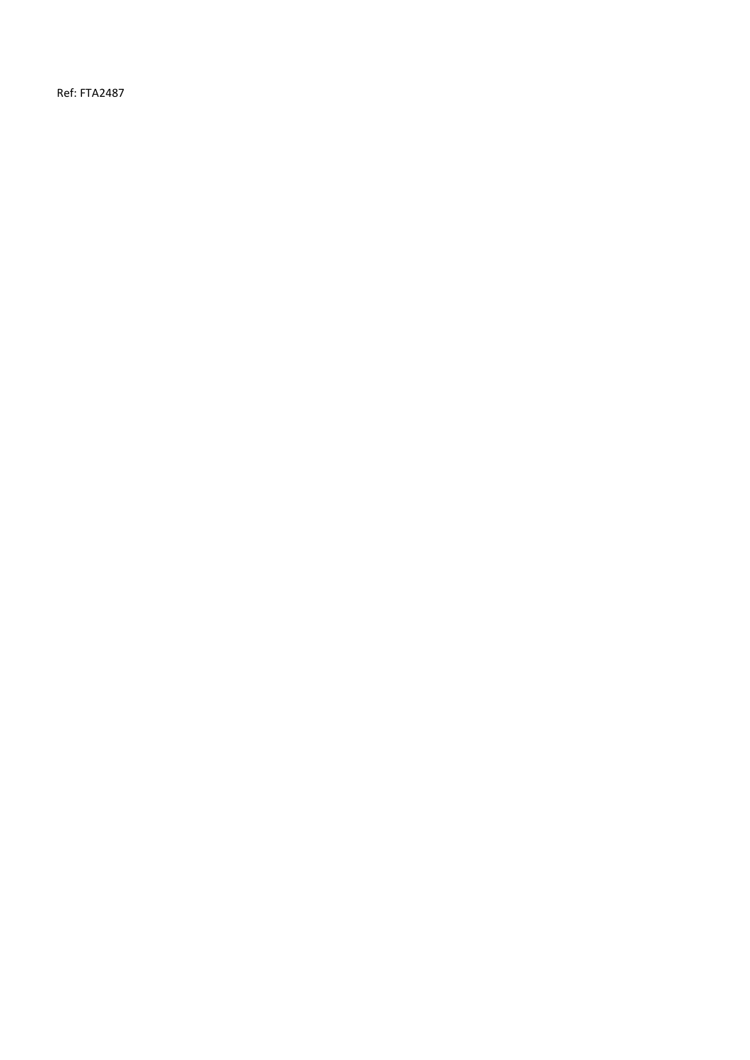Ref: FTA2487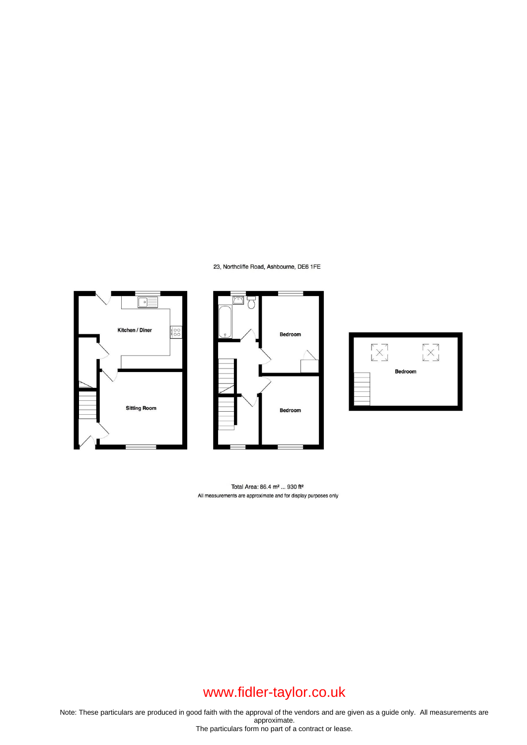23, Northcliffe Road, Ashbourne, DE6 1FE

Kitchen / Diner

Sitting Room

Bedroom

Bedroom

Bedroom

Total Area: 86.4 m² ... 930 ft²

All measurements are approximate and for display purposes only

www.fidler-taylor.co.uk

Note: These particulars are produced in good faith with the approval of the vendors and are given as a guide only. All measurements are approximate.
The particulars form no part of a contract or lease.